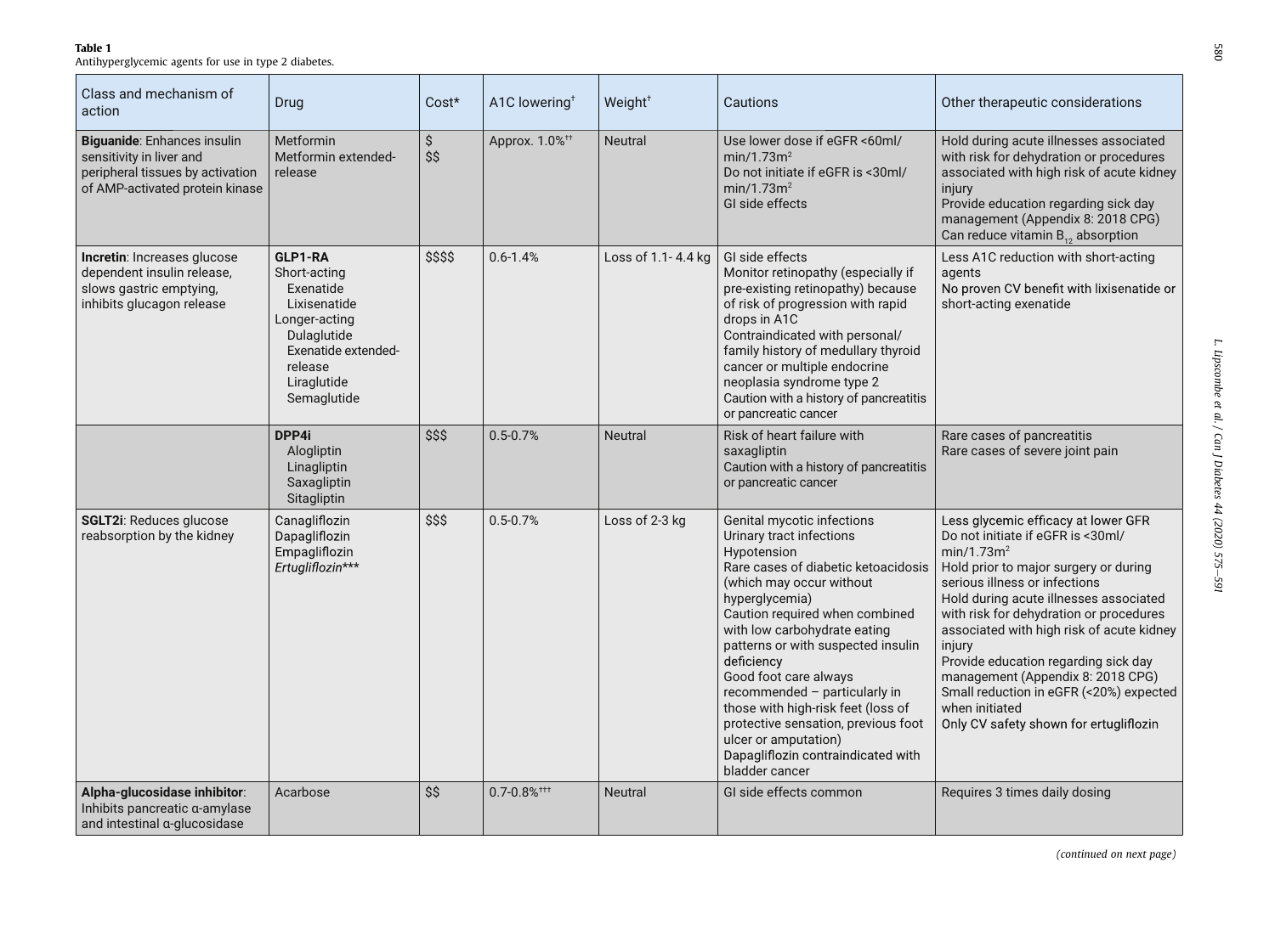**Table 1**
Antihyperglycemic agents for use in type 2 diabetes.

| Class and mechanism of action | Drug | Cost* | A1C lowering† | Weight† | Cautions | Other therapeutic considerations |
|---|---|---|---|---|---|---|
| **Biguanide**: Enhances insulin sensitivity in liver and peripheral tissues by activation of AMP-activated protein kinase | Metformin<br>Metformin extended-release | \$<br>\$\$ | Approx. 1.0%†† | Neutral | Use lower dose if eGFR <60ml/min/1.73m²<br>Do not initiate if eGFR is <30ml/min/1.73m²<br>GI side effects | Hold during acute illnesses associated with risk for dehydration or procedures associated with high risk of acute kidney injury<br>Provide education regarding sick day management (Appendix 8: 2018 CPG)<br>Can reduce vitamin $B_{12}$ absorption |
| **Incretin**: Increases glucose dependent insulin release, slows gastric emptying, inhibits glucagon release | **GLP1-RA**<br>Short-acting<br>Exenatide<br>Lixisenatide<br>Longer-acting<br>Dulaglutide<br>Exenatide extended-release<br>Liraglutide<br>Semaglutide | \$\$\$\$ | 0.6-1.4% | Loss of 1.1- 4.4 kg | GI side effects<br>Monitor retinopathy (especially if pre-existing retinopathy) because of risk of progression with rapid drops in A1C<br>Contraindicated with personal/family history of medullary thyroid cancer or multiple endocrine neoplasia syndrome type 2<br>Caution with a history of pancreatitis or pancreatic cancer | Less A1C reduction with short-acting agents<br>No proven CV benefit with lixisenatide or short-acting exenatide |
| | **DPP4i**<br>Alogliptin<br>Linagliptin<br>Saxagliptin<br>Sitagliptin | \$\$\$ | 0.5-0.7% | Neutral | Risk of heart failure with saxagliptin<br>Caution with a history of pancreatitis or pancreatic cancer | Rare cases of pancreatitis<br>Rare cases of severe joint pain |
| **SGLT2i**: Reduces glucose reabsorption by the kidney | Canagliflozin<br>Dapagliflozin<br>Empagliflozin<br>*Ertugliflozin**** | \$\$\$ | 0.5-0.7% | Loss of 2-3 kg | Genital mycotic infections<br>Urinary tract infections<br>Hypotension<br>Rare cases of diabetic ketoacidosis (which may occur without hyperglycemia)<br>Caution required when combined with low carbohydrate eating patterns or with suspected insulin deficiency<br>Good foot care always recommended – particularly in those with high-risk feet (loss of protective sensation, previous foot ulcer or amputation)<br>Dapagliflozin contraindicated with bladder cancer | Less glycemic efficacy at lower GFR<br>Do not initiate if eGFR is <30ml/min/1.73m²<br>Hold prior to major surgery or during serious illness or infections<br>Hold during acute illnesses associated with risk for dehydration or procedures associated with high risk of acute kidney injury<br>Provide education regarding sick day management (Appendix 8: 2018 CPG)<br>Small reduction in eGFR (<20%) expected when initiated<br>Only CV safety shown for ertugliflozin |
| **Alpha-glucosidase inhibitor**: Inhibits pancreatic α-amylase and intestinal α-glucosidase | Acarbose | \$\$ | 0.7-0.8%††† | Neutral | GI side effects common | Requires 3 times daily dosing |

*(continued on next page)*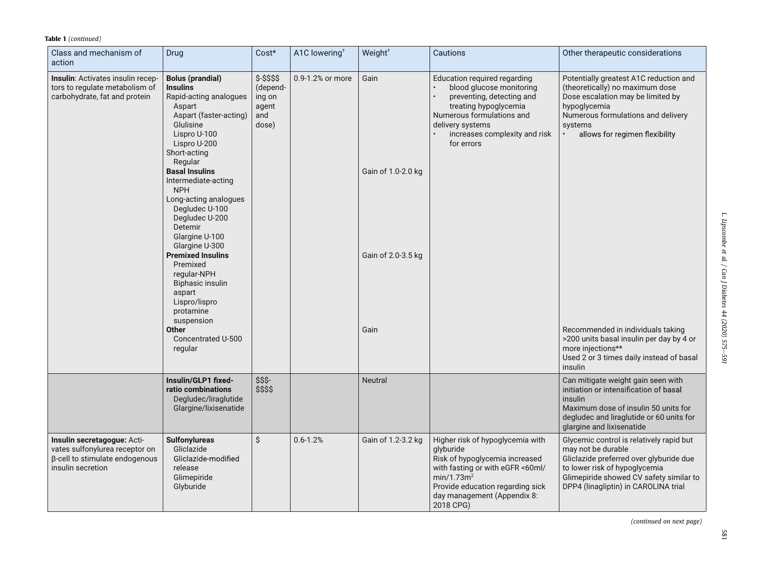**Table 1** *(continued)*

| Class and mechanism of action | Drug | Cost* | A1C lowering† | Weight† | Cautions | Other therapeutic considerations |
|---|---|---|---|---|---|---|
| **Insulin**: Activates insulin receptors to regulate metabolism of carbohydrate, fat and protein | **Bolus (prandial) Insulins**<br>Rapid-acting analogues<br>Aspart<br>Aspart (faster-acting)<br>Glulisine<br>Lispro U-100<br>Lispro U-200<br>Short-acting<br>Regular | $-$$$$ (depending on agent and dose) | 0.9-1.2% or more | Gain | Education required regarding<br>• blood glucose monitoring<br>• preventing, detecting and treating hypoglycemia<br>Numerous formulations and delivery systems<br>• increases complexity and risk for errors | Potentially greatest A1C reduction and (theoretically) no maximum dose<br>Dose escalation may be limited by hypoglycemia<br>Numerous formulations and delivery systems<br>• allows for regimen flexibility |
| | **Basal Insulins**<br>Intermediate-acting<br>NPH<br>Long-acting analogues<br>Degludec U-100<br>Degludec U-200<br>Detemir<br>Glargine U-100<br>Glargine U-300 | | | Gain of 1.0-2.0 kg | | |
| | **Premixed Insulins**<br>Premixed regular-NPH<br>Biphasic insulin aspart<br>Lispro/lispro protamine suspension | | | Gain of 2.0-3.5 kg | | |
| | **Other**<br>Concentrated U-500 regular | | | Gain | | Recommended in individuals taking >200 units basal insulin per day by 4 or more injections**<br>Used 2 or 3 times daily instead of basal insulin |
| | **Insulin/GLP1 fixed-ratio combinations**<br>Degludec/liraglutide<br>Glargine/lixisenatide | $$$-$$$$ | | Neutral | | Can mitigate weight gain seen with initiation or intensification of basal insulin<br>Maximum dose of insulin 50 units for degludec and liraglutide or 60 units for glargine and lixisenatide |
| **Insulin secretagogue:** Activates sulfonylurea receptor on β-cell to stimulate endogenous insulin secretion | **Sulfonylureas**<br>Gliclazide<br>Gliclazide-modified release<br>Glimepiride<br>Glyburide | $ | 0.6-1.2% | Gain of 1.2-3.2 kg | Higher risk of hypoglycemia with glyburide<br>Risk of hypoglycemia increased with fasting or with eGFR <60ml/min/1.73m$^2$<br>Provide education regarding sick day management (Appendix 8: 2018 CPG) | Glycemic control is relatively rapid but may not be durable<br>Gliclazide preferred over glyburide due to lower risk of hypoglycemia<br>Glimepiride showed CV safety similar to DPP4 (linagliptin) in CAROLINA trial |

*(continued on next page)*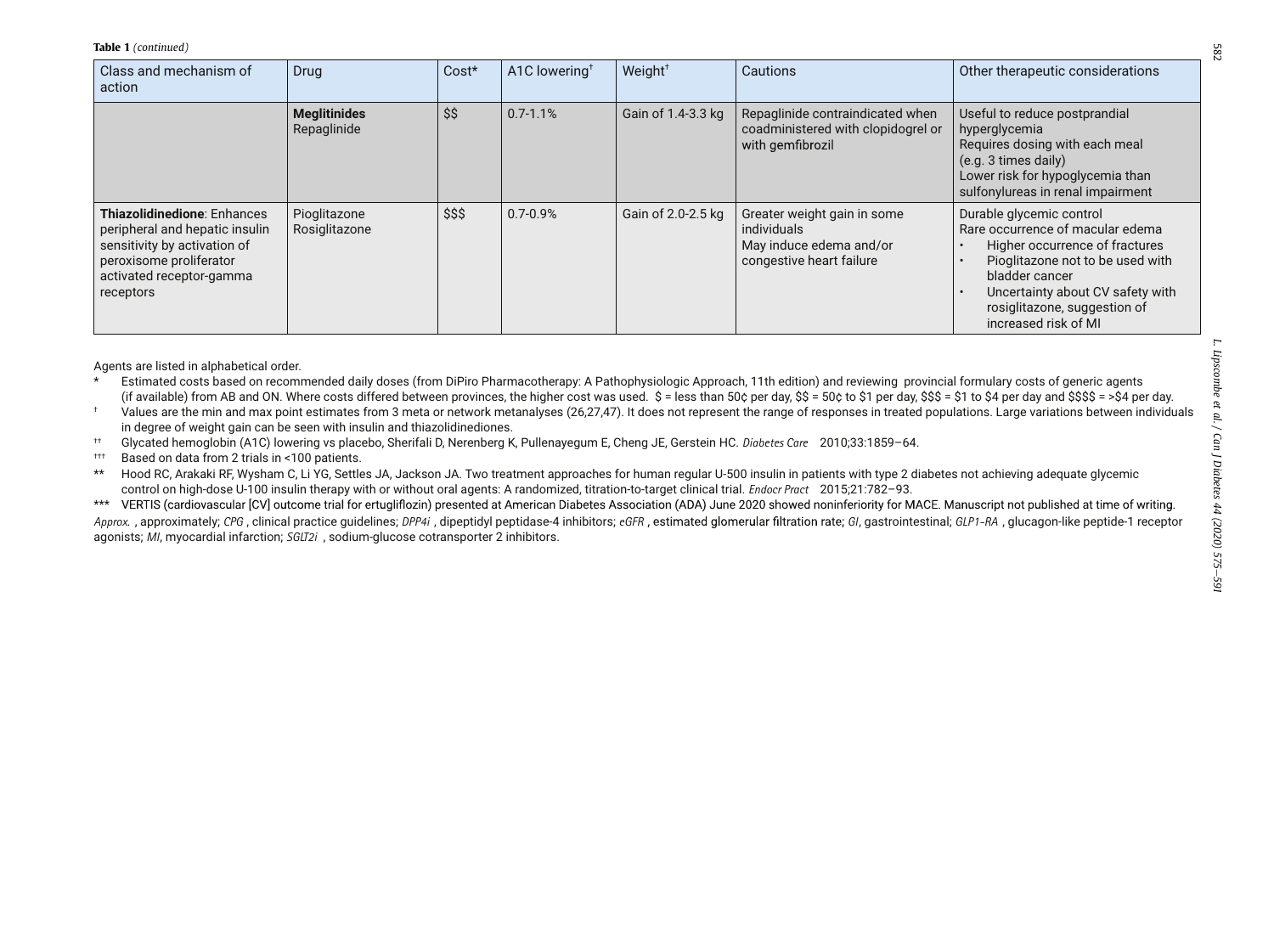**Table 1** *(continued)*

| Class and mechanism of action | Drug | Cost* | A1C lowering† | Weight† | Cautions | Other therapeutic considerations |
|---|---|---|---|---|---|---|
| | **Meglitinides**<br>Repaglinide | $$ | 0.7-1.1% | Gain of 1.4-3.3 kg | Repaglinide contraindicated when coadministered with clopidogrel or with gemfibrozil | Useful to reduce postprandial hyperglycemia<br>Requires dosing with each meal (e.g. 3 times daily)<br>Lower risk for hypoglycemia than sulfonylureas in renal impairment |
| **Thiazolidinedione**: Enhances peripheral and hepatic insulin sensitivity by activation of peroxisome proliferator activated receptor-gamma receptors | Pioglitazone<br>Rosiglitazone | $$$ | 0.7-0.9% | Gain of 2.0-2.5 kg | Greater weight gain in some individuals<br>May induce edema and/or congestive heart failure | Durable glycemic control<br>Rare occurrence of macular edema<br>• Higher occurrence of fractures<br>• Pioglitazone not to be used with bladder cancer<br>• Uncertainty about CV safety with rosiglitazone, suggestion of increased risk of MI |

Agents are listed in alphabetical order.

\* Estimated costs based on recommended daily doses (from DiPiro Pharmacotherapy: A Pathophysiologic Approach, 11th edition) and reviewing provincial formulary costs of generic agents (if available) from AB and ON. Where costs differed between provinces, the higher cost was used. $ = less than 50¢ per day, $$ = 50¢ to $1 per day, $$$ = $1 to $4 per day and $$$$ = >$4 per day.

† Values are the min and max point estimates from 3 meta or network metanalyses (26,27,47). It does not represent the range of responses in treated populations. Large variations between individuals in degree of weight gain can be seen with insulin and thiazolidinediones.

†† Glycated hemoglobin (A1C) lowering vs placebo, Sherifali D, Nerenberg K, Pullenayegum E, Cheng JE, Gerstein HC. *Diabetes Care* 2010;33:1859–64.

††† Based on data from 2 trials in <100 patients.

\*\* Hood RC, Arakaki RF, Wysham C, Li YG, Settles JA, Jackson JA. Two treatment approaches for human regular U-500 insulin in patients with type 2 diabetes not achieving adequate glycemic control on high-dose U-100 insulin therapy with or without oral agents: A randomized, titration-to-target clinical trial. *Endocr Pract* 2015;21:782–93.

\*\*\* VERTIS (cardiovascular [CV] outcome trial for ertugliflozin) presented at American Diabetes Association (ADA) June 2020 showed noninferiority for MACE. Manuscript not published at time of writing.

*Approx.*, approximately; *CPG*, clinical practice guidelines; *DPP4i*, dipeptidyl peptidase-4 inhibitors; *eGFR*, estimated glomerular filtration rate; *GI*, gastrointestinal; *GLP1-RA*, glucagon-like peptide-1 receptor agonists; *MI*, myocardial infarction; *SGLT2i*, sodium-glucose cotransporter 2 inhibitors.